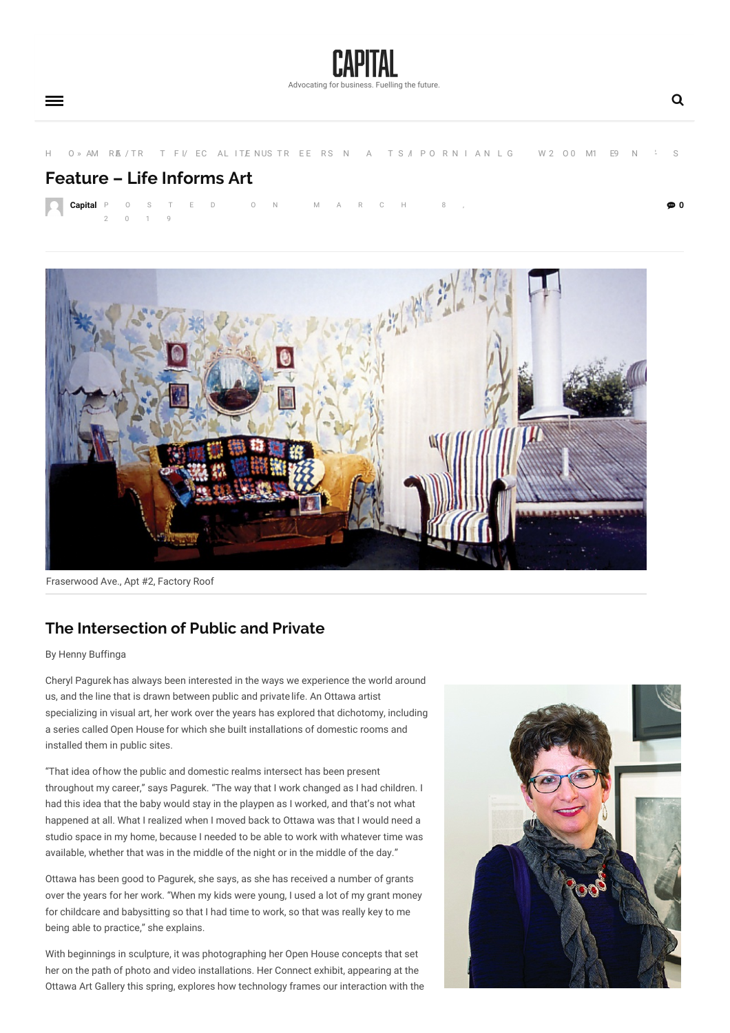# Feature – Life Informs Art

Capital Posted on March 8, 2019

Fraserwood Ave., Apt #2, Factory Roof

## The Intersection of Public and Private

By Henny Buffinga

Cheryl Pagurek has always been interested in the ways we experience the world around us, and the line that is drawn between public and private life. An Ottawa artist specializing in visual art, her work over the years has explored that dichotomy, including a series called Open House for which she built installations of domestic rooms and installed them in public sites.

"That idea of how the public and domestic realms intersect has been present throughout my career," says Pagurek. "The way that I work changed as I had children. I had this idea that the baby would stay in the playpen as I worked, and that's not what happened at all. What I realized when I moved back to Ottawa was that I would need a studio space in my home, because I needed to be able to work with whatever time was available, whether that was in the middle of the night or in the middle of the day."

Ottawa has been good to Pagurek, she says, as she has received a number of grants over the years for her work. "When my kids were young, I used a lot of my grant money for childcare and babysitting so that I had time to work, so that was really key to me being able to practice," she explains.

With beginnings in sculpture, it was photographing her Open House concepts that set her on the path of photo and video installations. Her Connect exhibit, appearing at the Ottawa Art Gallery this spring, explores how technology frames our interaction with the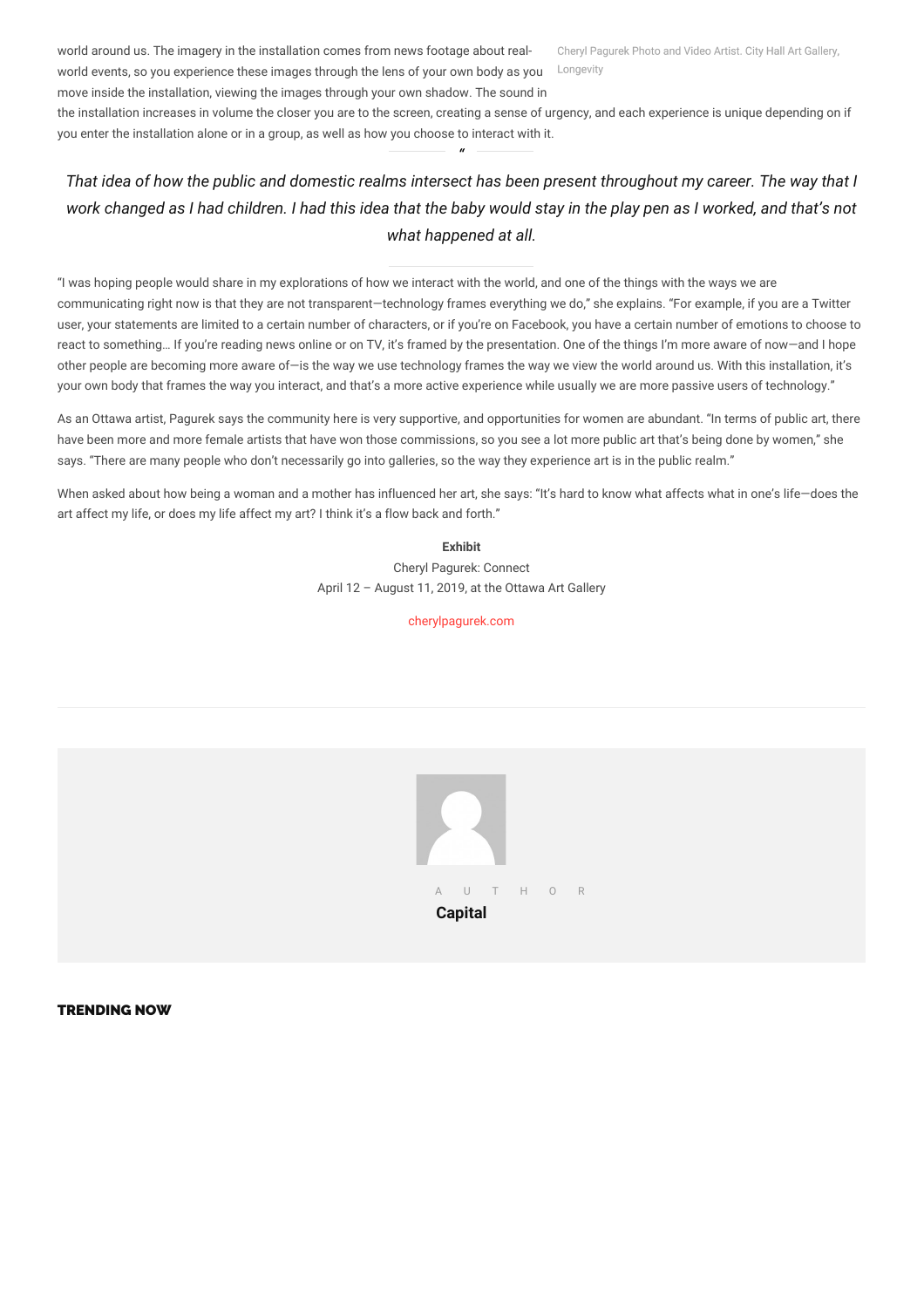world around us. The imagery in the installation comes from news footage about real-world events, so you experience these images through the lens of your own body as you move inside the installation, viewing the images through your own shadow. The sound in the installation increases in volume the closer you are to the screen, creating a sense of urgency, and each experience is unique depending on if you enter the installation alone or in a group, as well as how you choose to interact with it.

Cheryl Pagurek Photo and Video Artist. City Hall Art Gallery, Longevity

> *That idea of how the public and domestic realms intersect has been present throughout my career. The way that I work changed as I had children. I had this idea that the baby would stay in the play pen as I worked, and that's not what happened at all.*

"I was hoping people would share in my explorations of how we interact with the world, and one of the things with the ways we are communicating right now is that they are not transparent—technology frames everything we do," she explains. "For example, if you are a Twitter user, your statements are limited to a certain number of characters, or if you're on Facebook, you have a certain number of emotions to choose to react to something… If you're reading news online or on TV, it's framed by the presentation. One of the things I'm more aware of now—and I hope other people are becoming more aware of—is the way we use technology frames the way we view the world around us. With this installation, it's your own body that frames the way you interact, and that's a more active experience while usually we are more passive users of technology."

As an Ottawa artist, Pagurek says the community here is very supportive, and opportunities for women are abundant. "In terms of public art, there have been more and more female artists that have won those commissions, so you see a lot more public art that's being done by women," she says. "There are many people who don't necessarily go into galleries, so the way they experience art is in the public realm."

When asked about how being a woman and a mother has influenced her art, she says: "It's hard to know what affects what in one's life—does the art affect my life, or does my life affect my art? I think it's a flow back and forth."

**Exhibit**

Cheryl Pagurek: Connect
April 12 – August 11, 2019, at the Ottawa Art Gallery

cherylpagurek.com

AUTHOR

**Capital**

**TRENDING NOW**